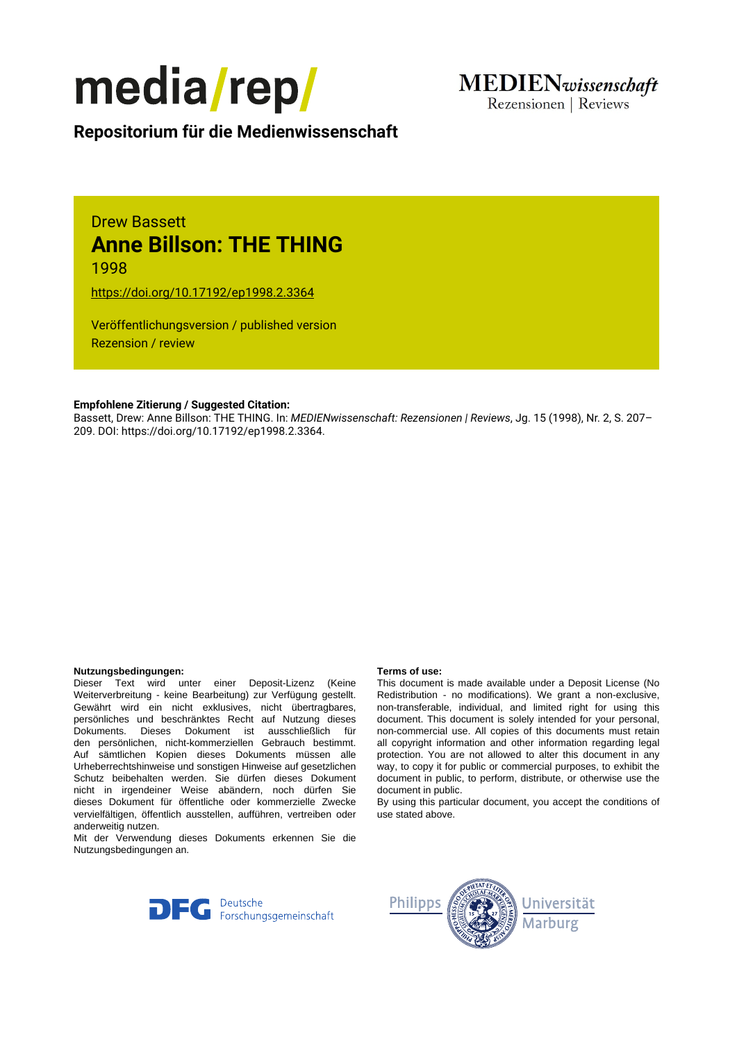media/rep/

MEDIENwissenschaft Rezensionen | Reviews

**Repositorium für die Medienwissenschaft**

Drew Bassett

# Anne Billson: THE THING

1998

https://doi.org/10.17192/ep1998.2.3364

Veröffentlichungsversion / published version
Rezension / review

**Empfohlene Zitierung / Suggested Citation:**
Bassett, Drew: Anne Billson: THE THING. In: *MEDIENwissenschaft: Rezensionen | Reviews*, Jg. 15 (1998), Nr. 2, S. 207–209. DOI: https://doi.org/10.17192/ep1998.2.3364.

**Nutzungsbedingungen:**
Dieser Text wird unter einer Deposit-Lizenz (Keine Weiterverbreitung - keine Bearbeitung) zur Verfügung gestellt. Gewährt wird ein nicht exklusives, nicht übertragbares, persönliches und beschränktes Recht auf Nutzung dieses Dokuments. Dieses Dokument ist ausschließlich für den persönlichen, nicht-kommerziellen Gebrauch bestimmt. Auf sämtlichen Kopien dieses Dokuments müssen alle Urheberrechtshinweise und sonstigen Hinweise auf gesetzlichen Schutz beibehalten werden. Sie dürfen dieses Dokument nicht in irgendeiner Weise abändern, noch dürfen Sie dieses Dokument für öffentliche oder kommerzielle Zwecke vervielfältigen, öffentlich ausstellen, aufführen, vertreiben oder anderweitig nutzen.
Mit der Verwendung dieses Dokuments erkennen Sie die Nutzungsbedingungen an.

**Terms of use:**
This document is made available under a Deposit License (No Redistribution - no modifications). We grant a non-exclusive, non-transferable, individual, and limited right for using this document. This document is solely intended for your personal, non-commercial use. All copies of this documents must retain all copyright information and other information regarding legal protection. You are not allowed to alter this document in any way, to copy it for public or commercial purposes, to exhibit the document in public, to perform, distribute, or otherwise use the document in public.
By using this particular document, you accept the conditions of use stated above.

Deutsche Forschungsgemeinschaft

Philipps Universität Marburg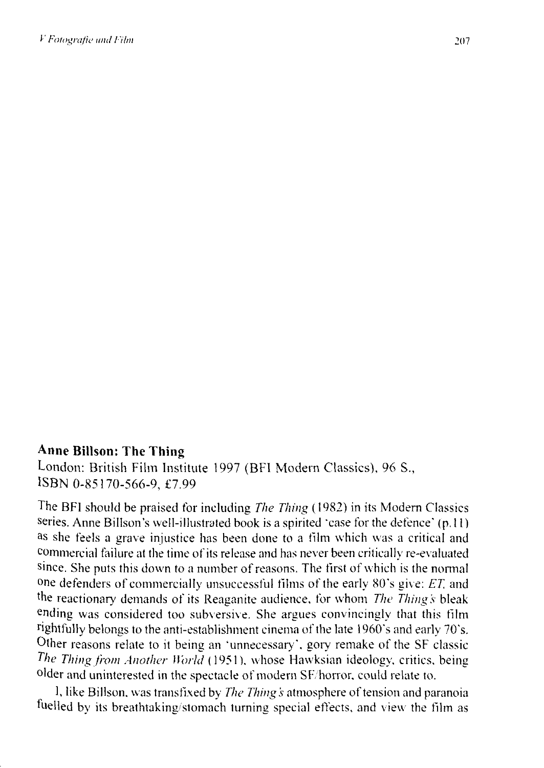**Anne Billson: The Thing**

London: British Film Institute 1997 (BFI Modern Classics), 96 S., ISBN 0-85170-566-9, £7.99

The BFI should be praised for including *The Thing* (1982) in its Modern Classics series. Anne Billson's well-illustrated book is a spirited 'case for the defence' (p.11) as she feels a grave injustice has been done to a film which was a critical and commercial failure at the time of its release and has never been critically re-evaluated since. She puts this down to a number of reasons. The first of which is the normal one defenders of commercially unsuccessful films of the early 80's give: *ET*, and the reactionary demands of its Reaganite audience, for whom *The Thing's* bleak ending was considered too subversive. She argues convincingly that this film rightfully belongs to the anti-establishment cinema of the late 1960's and early 70's. Other reasons relate to it being an 'unnecessary', gory remake of the SF classic *The Thing from Another World* (1951), whose Hawksian ideology, critics, being older and uninterested in the spectacle of modern SF/horror, could relate to.

I, like Billson, was transfixed by *The Thing's* atmosphere of tension and paranoia fuelled by its breathtaking/stomach turning special effects, and view the film as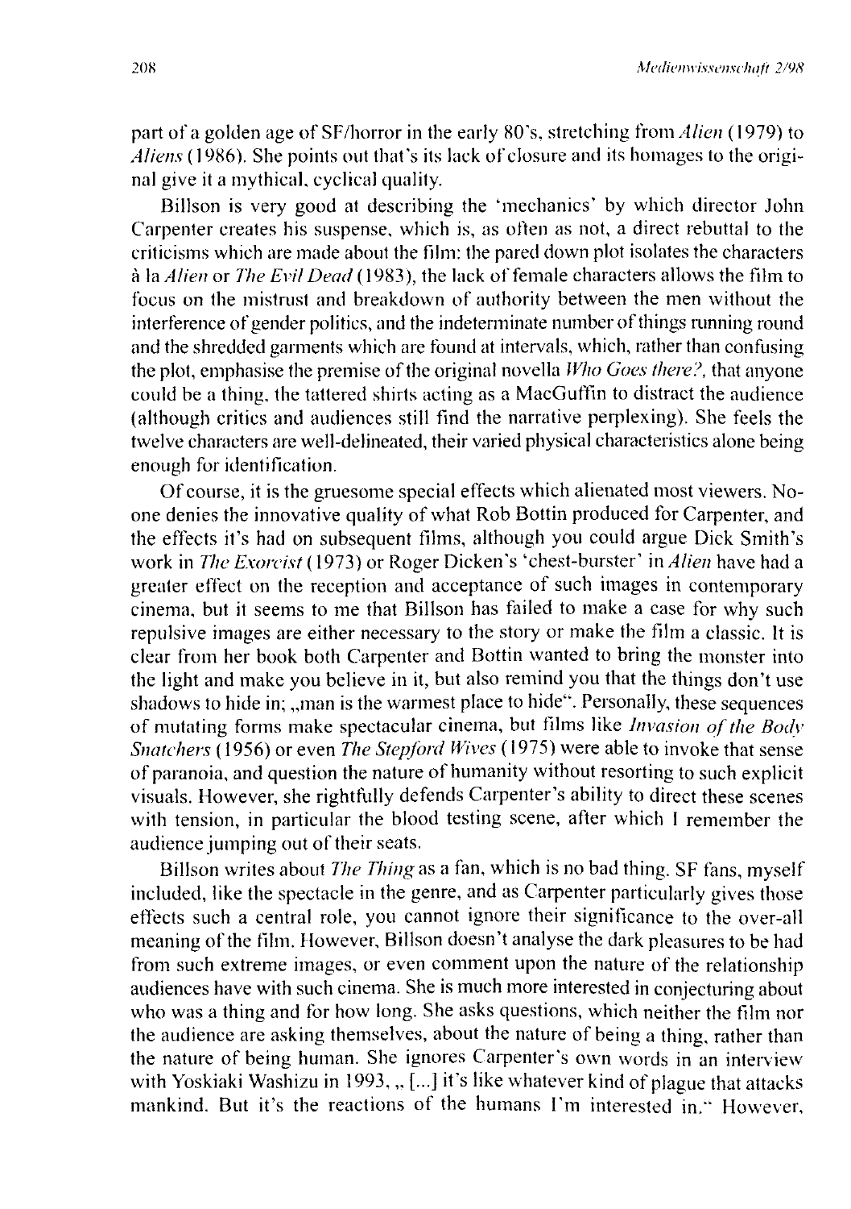part of a golden age of SF/horror in the early 80's, stretching from *Alien* (1979) to *Aliens* (1986). She points out that's its lack of closure and its homages to the original give it a mythical, cyclical quality.

Billson is very good at describing the 'mechanics' by which director John Carpenter creates his suspense, which is, as often as not, a direct rebuttal to the criticisms which are made about the film: the pared down plot isolates the characters à la *Alien* or *The Evil Dead* (1983), the lack of female characters allows the film to focus on the mistrust and breakdown of authority between the men without the interference of gender politics, and the indeterminate number of things running round and the shredded garments which are found at intervals, which, rather than confusing the plot, emphasise the premise of the original novella *Who Goes there?*, that anyone could be a thing, the tattered shirts acting as a MacGuffin to distract the audience (although critics and audiences still find the narrative perplexing). She feels the twelve characters are well-delineated, their varied physical characteristics alone being enough for identification.

Of course, it is the gruesome special effects which alienated most viewers. No-one denies the innovative quality of what Rob Bottin produced for Carpenter, and the effects it's had on subsequent films, although you could argue Dick Smith's work in *The Exorcist* (1973) or Roger Dicken's 'chest-burster' in *Alien* have had a greater effect on the reception and acceptance of such images in contemporary cinema, but it seems to me that Billson has failed to make a case for why such repulsive images are either necessary to the story or make the film a classic. It is clear from her book both Carpenter and Bottin wanted to bring the monster into the light and make you believe in it, but also remind you that the things don't use shadows to hide in; „man is the warmest place to hide". Personally, these sequences of mutating forms make spectacular cinema, but films like *Invasion of the Body Snatchers* (1956) or even *The Stepford Wives* (1975) were able to invoke that sense of paranoia, and question the nature of humanity without resorting to such explicit visuals. However, she rightfully defends Carpenter's ability to direct these scenes with tension, in particular the blood testing scene, after which I remember the audience jumping out of their seats.

Billson writes about *The Thing* as a fan, which is no bad thing. SF fans, myself included, like the spectacle in the genre, and as Carpenter particularly gives those effects such a central role, you cannot ignore their significance to the over-all meaning of the film. However, Billson doesn't analyse the dark pleasures to be had from such extreme images, or even comment upon the nature of the relationship audiences have with such cinema. She is much more interested in conjecturing about who was a thing and for how long. She asks questions, which neither the film nor the audience are asking themselves, about the nature of being a thing, rather than the nature of being human. She ignores Carpenter's own words in an interview with Yoskiaki Washizu in 1993, „ [...] it's like whatever kind of plague that attacks mankind. But it's the reactions of the humans I'm interested in." However,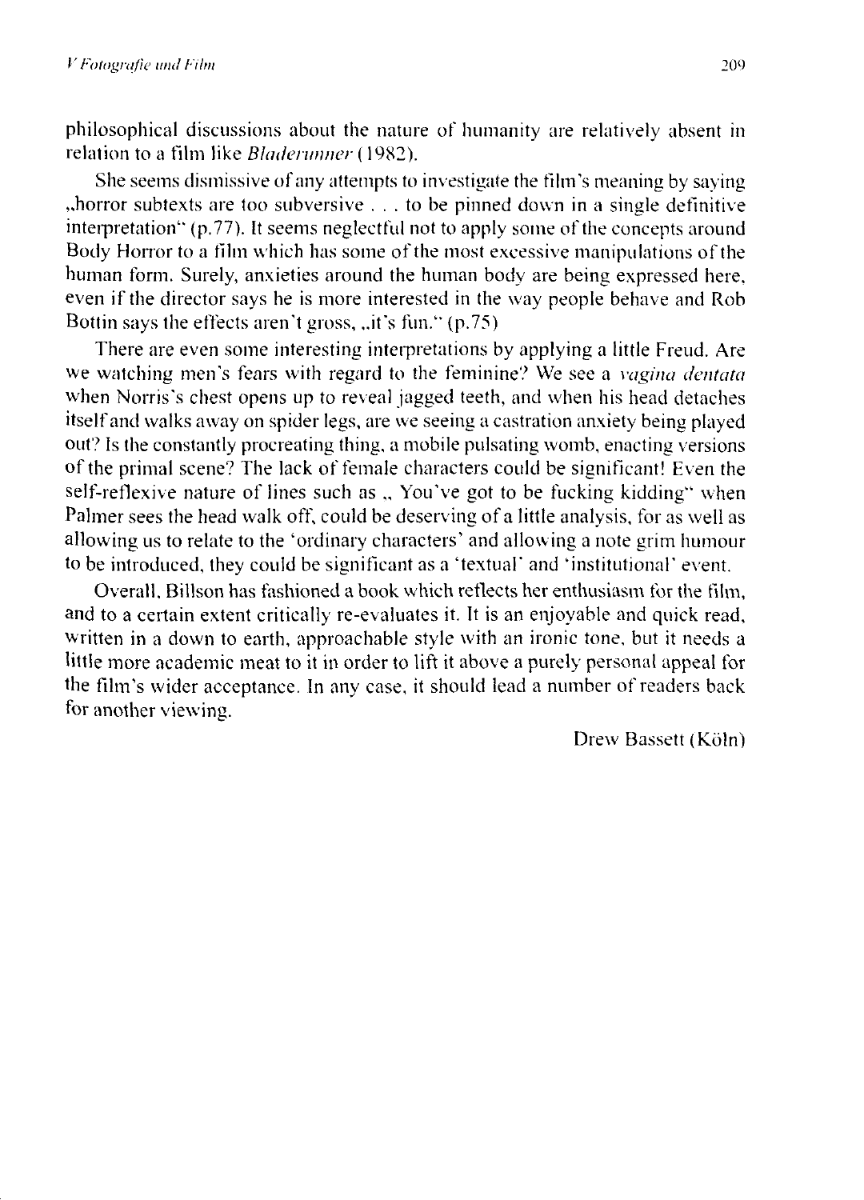philosophical discussions about the nature of humanity are relatively absent in relation to a film like *Bladerunner* (1982).

She seems dismissive of any attempts to investigate the film's meaning by saying „horror subtexts are too subversive . . . to be pinned down in a single definitive interpretation" (p.77). It seems neglectful not to apply some of the concepts around Body Horror to a film which has some of the most excessive manipulations of the human form. Surely, anxieties around the human body are being expressed here, even if the director says he is more interested in the way people behave and Rob Bottin says the effects aren't gross, „it's fun." (p.75)

There are even some interesting interpretations by applying a little Freud. Are we watching men's fears with regard to the feminine? We see a *vagina dentata* when Norris's chest opens up to reveal jagged teeth, and when his head detaches itself and walks away on spider legs, are we seeing a castration anxiety being played out? Is the constantly procreating thing, a mobile pulsating womb, enacting versions of the primal scene? The lack of female characters could be significant! Even the self-reflexive nature of lines such as „ You've got to be fucking kidding" when Palmer sees the head walk off, could be deserving of a little analysis, for as well as allowing us to relate to the 'ordinary characters' and allowing a note grim humour to be introduced, they could be significant as a 'textual' and 'institutional' event.

Overall, Billson has fashioned a book which reflects her enthusiasm for the film, and to a certain extent critically re-evaluates it. It is an enjoyable and quick read, written in a down to earth, approachable style with an ironic tone, but it needs a little more academic meat to it in order to lift it above a purely personal appeal for the film's wider acceptance. In any case, it should lead a number of readers back for another viewing.

Drew Bassett (Köln)